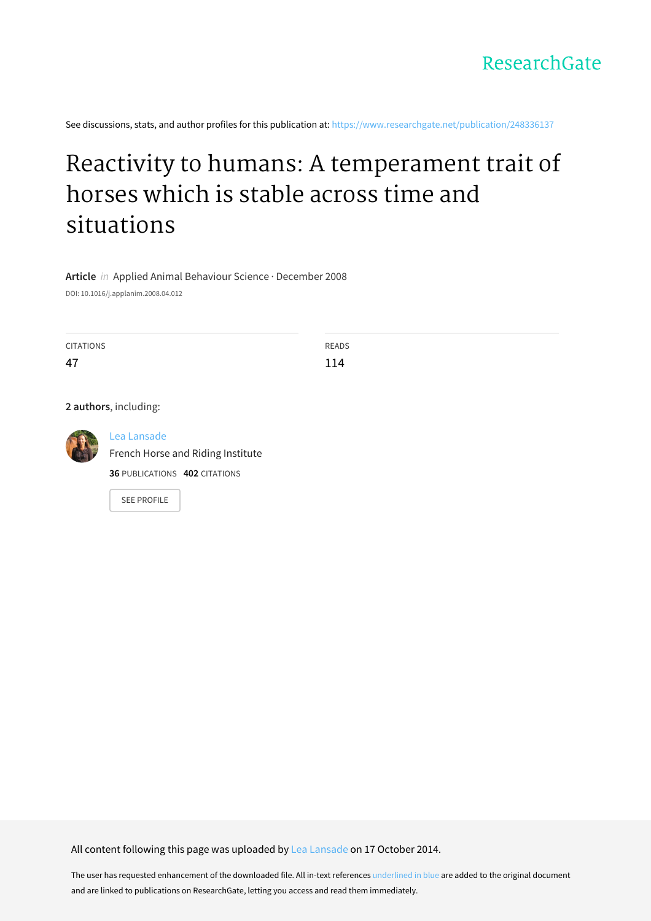ResearchGate

See discussions, stats, and author profiles for this publication at: https://www.researchgate.net/publication/248336137

# Reactivity to humans: A temperament trait of horses which is stable across time and situations

**Article** *in* Applied Animal Behaviour Science · December 2008

DOI: 10.1016/j.applanim.2008.04.012

| CITATIONS | READS |
| --- | --- |
| 47 | 114 |

**2 authors**, including:

Lea Lansade
French Horse and Riding Institute
**36** PUBLICATIONS **402** CITATIONS

SEE PROFILE

All content following this page was uploaded by Lea Lansade on 17 October 2014.

The user has requested enhancement of the downloaded file. All in-text references underlined in blue are added to the original document and are linked to publications on ResearchGate, letting you access and read them immediately.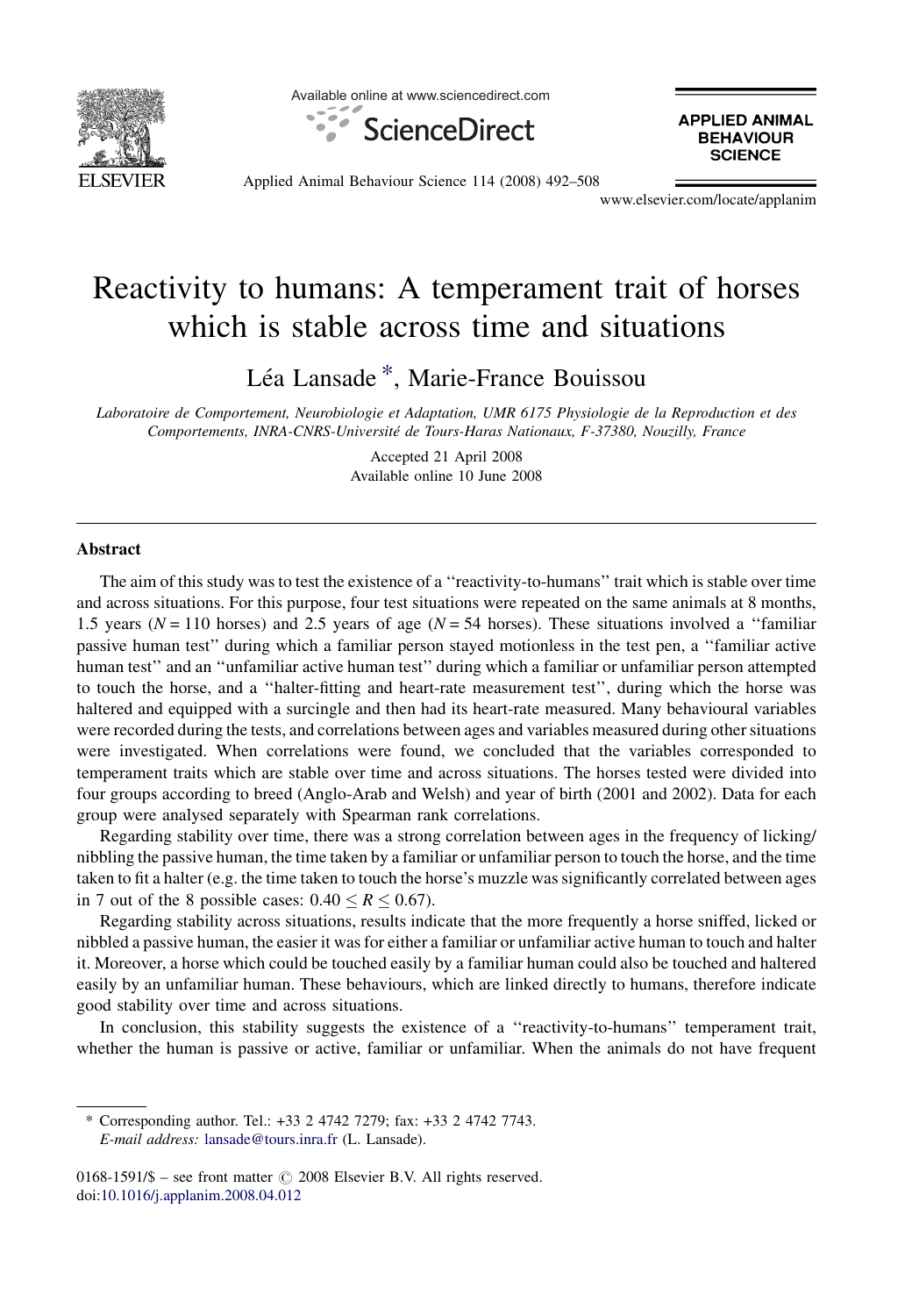# Reactivity to humans: A temperament trait of horses which is stable across time and situations

Léa Lansade *, Marie-France Bouissou

*Laboratoire de Comportement, Neurobiologie et Adaptation, UMR 6175 Physiologie de la Reproduction et des Comportements, INRA-CNRS-Université de Tours-Haras Nationaux, F-37380, Nouzilly, France*

Accepted 21 April 2008
Available online 10 June 2008

## Abstract

The aim of this study was to test the existence of a ''reactivity-to-humans'' trait which is stable over time and across situations. For this purpose, four test situations were repeated on the same animals at 8 months, 1.5 years ($N = 110$ horses) and 2.5 years of age ($N = 54$ horses). These situations involved a ''familiar passive human test'' during which a familiar person stayed motionless in the test pen, a ''familiar active human test'' and an ''unfamiliar active human test'' during which a familiar or unfamiliar person attempted to touch the horse, and a ''halter-fitting and heart-rate measurement test'', during which the horse was haltered and equipped with a surcingle and then had its heart-rate measured. Many behavioural variables were recorded during the tests, and correlations between ages and variables measured during other situations were investigated. When correlations were found, we concluded that the variables corresponded to temperament traits which are stable over time and across situations. The horses tested were divided into four groups according to breed (Anglo-Arab and Welsh) and year of birth (2001 and 2002). Data for each group were analysed separately with Spearman rank correlations.

Regarding stability over time, there was a strong correlation between ages in the frequency of licking/nibbling the passive human, the time taken by a familiar or unfamiliar person to touch the horse, and the time taken to fit a halter (e.g. the time taken to touch the horse's muzzle was significantly correlated between ages in 7 out of the 8 possible cases: $0.40 \leq R \leq 0.67$).

Regarding stability across situations, results indicate that the more frequently a horse sniffed, licked or nibbled a passive human, the easier it was for either a familiar or unfamiliar active human to touch and halter it. Moreover, a horse which could be touched easily by a familiar human could also be touched and haltered easily by an unfamiliar human. These behaviours, which are linked directly to humans, therefore indicate good stability over time and across situations.

In conclusion, this stability suggests the existence of a ''reactivity-to-humans'' temperament trait, whether the human is passive or active, familiar or unfamiliar. When the animals do not have frequent

* Corresponding author. Tel.: +33 2 4742 7279; fax: +33 2 4742 7743.
*E-mail address:* lansade@tours.inra.fr (L. Lansade).

0168-1591/$ – see front matter © 2008 Elsevier B.V. All rights reserved.
doi:10.1016/j.applanim.2008.04.012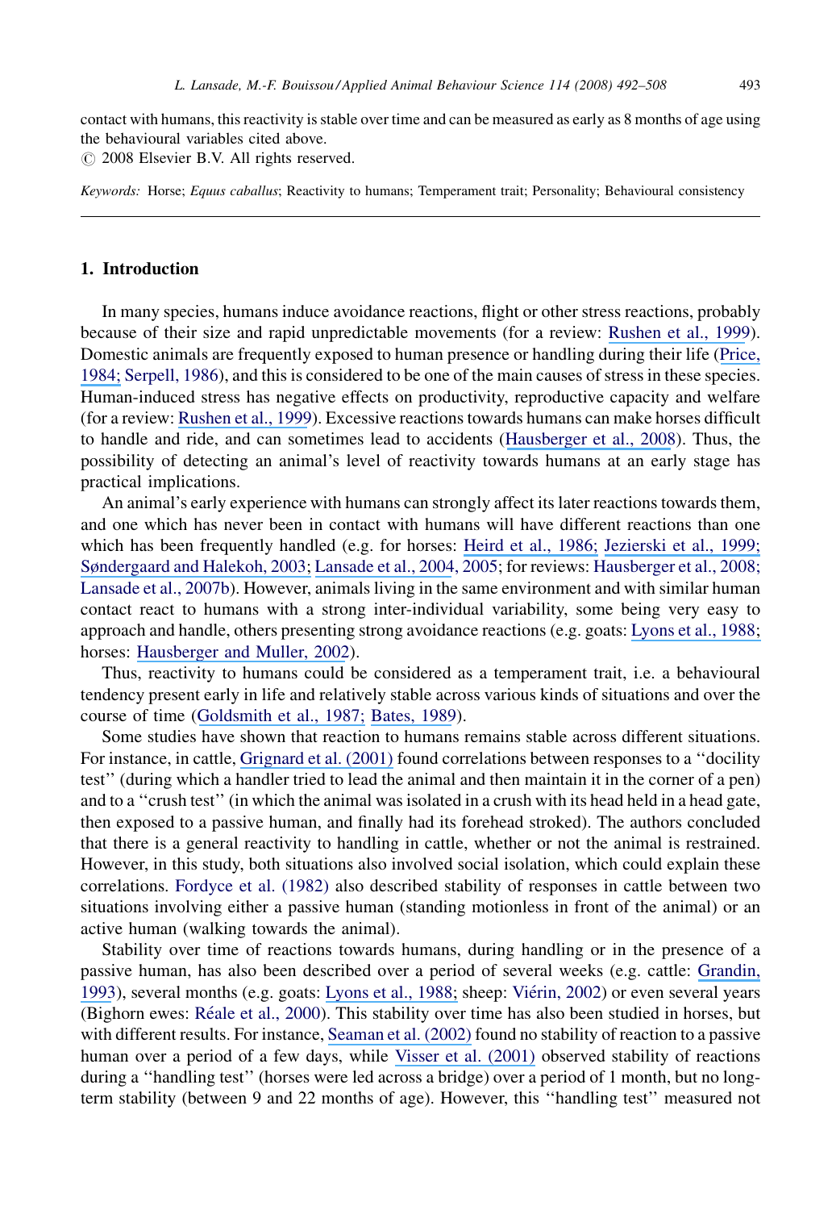contact with humans, this reactivity is stable over time and can be measured as early as 8 months of age using the behavioural variables cited above.

© 2008 Elsevier B.V. All rights reserved.

*Keywords:* Horse; *Equus caballus*; Reactivity to humans; Temperament trait; Personality; Behavioural consistency

## 1. Introduction

In many species, humans induce avoidance reactions, flight or other stress reactions, probably because of their size and rapid unpredictable movements (for a review: Rushen et al., 1999). Domestic animals are frequently exposed to human presence or handling during their life (Price, 1984; Serpell, 1986), and this is considered to be one of the main causes of stress in these species. Human-induced stress has negative effects on productivity, reproductive capacity and welfare (for a review: Rushen et al., 1999). Excessive reactions towards humans can make horses difficult to handle and ride, and can sometimes lead to accidents (Hausberger et al., 2008). Thus, the possibility of detecting an animal's level of reactivity towards humans at an early stage has practical implications.

An animal's early experience with humans can strongly affect its later reactions towards them, and one which has never been in contact with humans will have different reactions than one which has been frequently handled (e.g. for horses: Heird et al., 1986; Jezierski et al., 1999; Søndergaard and Halekoh, 2003; Lansade et al., 2004, 2005; for reviews: Hausberger et al., 2008; Lansade et al., 2007b). However, animals living in the same environment and with similar human contact react to humans with a strong inter-individual variability, some being very easy to approach and handle, others presenting strong avoidance reactions (e.g. goats: Lyons et al., 1988; horses: Hausberger and Muller, 2002).

Thus, reactivity to humans could be considered as a temperament trait, i.e. a behavioural tendency present early in life and relatively stable across various kinds of situations and over the course of time (Goldsmith et al., 1987; Bates, 1989).

Some studies have shown that reaction to humans remains stable across different situations. For instance, in cattle, Grignard et al. (2001) found correlations between responses to a ''docility test'' (during which a handler tried to lead the animal and then maintain it in the corner of a pen) and to a ''crush test'' (in which the animal was isolated in a crush with its head held in a head gate, then exposed to a passive human, and finally had its forehead stroked). The authors concluded that there is a general reactivity to handling in cattle, whether or not the animal is restrained. However, in this study, both situations also involved social isolation, which could explain these correlations. Fordyce et al. (1982) also described stability of responses in cattle between two situations involving either a passive human (standing motionless in front of the animal) or an active human (walking towards the animal).

Stability over time of reactions towards humans, during handling or in the presence of a passive human, has also been described over a period of several weeks (e.g. cattle: Grandin, 1993), several months (e.g. goats: Lyons et al., 1988; sheep: Viérin, 2002) or even several years (Bighorn ewes: Réale et al., 2000). This stability over time has also been studied in horses, but with different results. For instance, Seaman et al. (2002) found no stability of reaction to a passive human over a period of a few days, while Visser et al. (2001) observed stability of reactions during a ''handling test'' (horses were led across a bridge) over a period of 1 month, but no long-term stability (between 9 and 22 months of age). However, this ''handling test'' measured not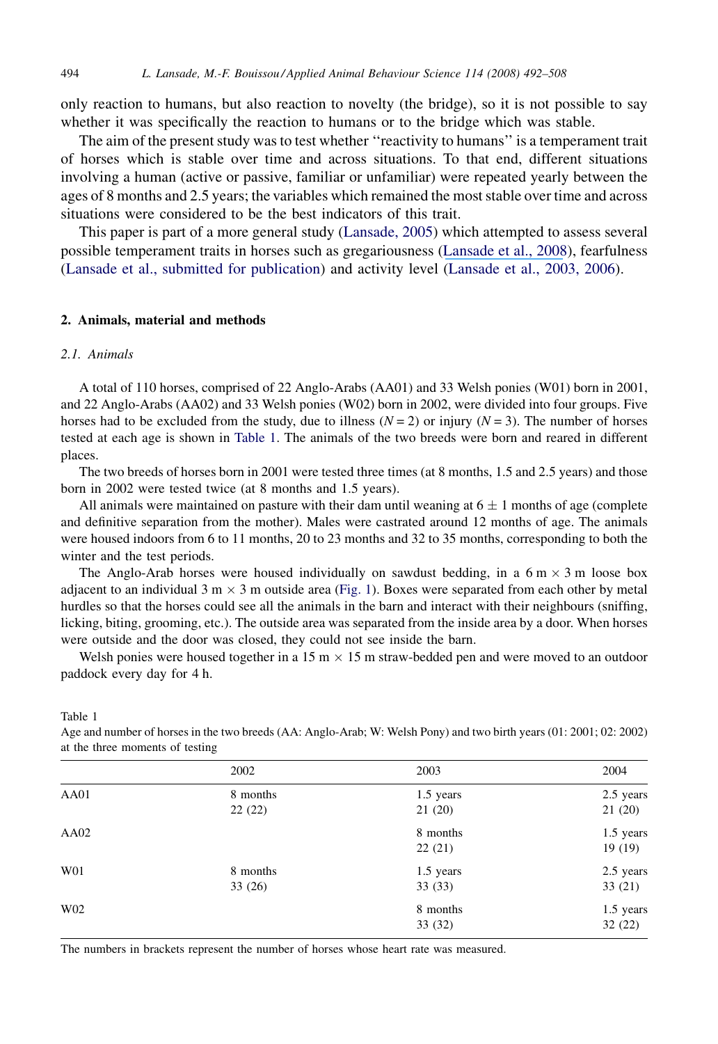only reaction to humans, but also reaction to novelty (the bridge), so it is not possible to say whether it was specifically the reaction to humans or to the bridge which was stable.

The aim of the present study was to test whether ''reactivity to humans'' is a temperament trait of horses which is stable over time and across situations. To that end, different situations involving a human (active or passive, familiar or unfamiliar) were repeated yearly between the ages of 8 months and 2.5 years; the variables which remained the most stable over time and across situations were considered to be the best indicators of this trait.

This paper is part of a more general study (Lansade, 2005) which attempted to assess several possible temperament traits in horses such as gregariousness (Lansade et al., 2008), fearfulness (Lansade et al., submitted for publication) and activity level (Lansade et al., 2003, 2006).

## 2. Animals, material and methods

### 2.1. Animals

A total of 110 horses, comprised of 22 Anglo-Arabs (AA01) and 33 Welsh ponies (W01) born in 2001, and 22 Anglo-Arabs (AA02) and 33 Welsh ponies (W02) born in 2002, were divided into four groups. Five horses had to be excluded from the study, due to illness ($N = 2$) or injury ($N = 3$). The number of horses tested at each age is shown in Table 1. The animals of the two breeds were born and reared in different places.

The two breeds of horses born in 2001 were tested three times (at 8 months, 1.5 and 2.5 years) and those born in 2002 were tested twice (at 8 months and 1.5 years).

All animals were maintained on pasture with their dam until weaning at $6 \pm 1$ months of age (complete and definitive separation from the mother). Males were castrated around 12 months of age. The animals were housed indoors from 6 to 11 months, 20 to 23 months and 32 to 35 months, corresponding to both the winter and the test periods.

The Anglo-Arab horses were housed individually on sawdust bedding, in a 6 m × 3 m loose box adjacent to an individual 3 m × 3 m outside area (Fig. 1). Boxes were separated from each other by metal hurdles so that the horses could see all the animals in the barn and interact with their neighbours (sniffing, licking, biting, grooming, etc.). The outside area was separated from the inside area by a door. When horses were outside and the door was closed, they could not see inside the barn.

Welsh ponies were housed together in a 15 m × 15 m straw-bedded pen and were moved to an outdoor paddock every day for 4 h.

Table 1
Age and number of horses in the two breeds (AA: Anglo-Arab; W: Welsh Pony) and two birth years (01: 2001; 02: 2002) at the three moments of testing

| | 2002 | 2003 | 2004 |
|---|---|---|---|
| AA01 | 8 months<br>22 (22) | 1.5 years<br>21 (20) | 2.5 years<br>21 (20) |
| AA02 | | 8 months<br>22 (21) | 1.5 years<br>19 (19) |
| W01 | 8 months<br>33 (26) | 1.5 years<br>33 (33) | 2.5 years<br>33 (21) |
| W02 | | 8 months<br>33 (32) | 1.5 years<br>32 (22) |

The numbers in brackets represent the number of horses whose heart rate was measured.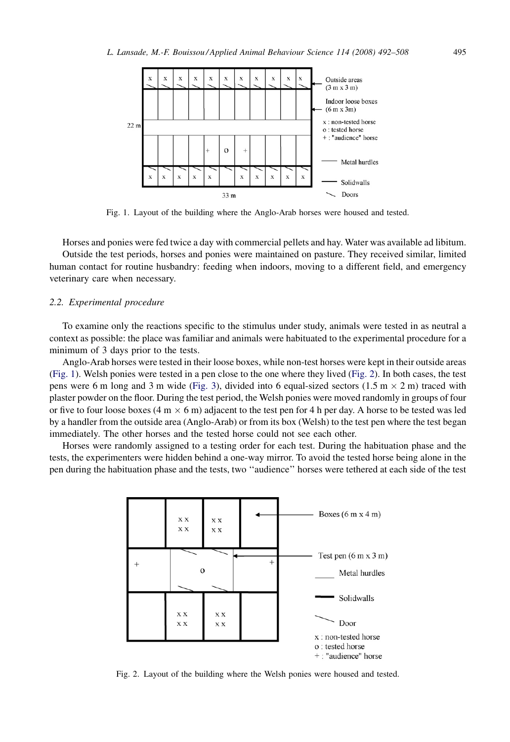Fig. 1. Layout of the building where the Anglo-Arab horses were housed and tested.

Horses and ponies were fed twice a day with commercial pellets and hay. Water was available ad libitum. Outside the test periods, horses and ponies were maintained on pasture. They received similar, limited human contact for routine husbandry: feeding when indoors, moving to a different field, and emergency veterinary care when necessary.

### 2.2. Experimental procedure

To examine only the reactions specific to the stimulus under study, animals were tested in as neutral a context as possible: the place was familiar and animals were habituated to the experimental procedure for a minimum of 3 days prior to the tests.

Anglo-Arab horses were tested in their loose boxes, while non-test horses were kept in their outside areas (Fig. 1). Welsh ponies were tested in a pen close to the one where they lived (Fig. 2). In both cases, the test pens were 6 m long and 3 m wide (Fig. 3), divided into 6 equal-sized sectors (1.5 m × 2 m) traced with plaster powder on the floor. During the test period, the Welsh ponies were moved randomly in groups of four or five to four loose boxes (4 m × 6 m) adjacent to the test pen for 4 h per day. A horse to be tested was led by a handler from the outside area (Anglo-Arab) or from its box (Welsh) to the test pen where the test began immediately. The other horses and the tested horse could not see each other.

Horses were randomly assigned to a testing order for each test. During the habituation phase and the tests, the experimenters were hidden behind a one-way mirror. To avoid the tested horse being alone in the pen during the habituation phase and the tests, two ''audience'' horses were tethered at each side of the test

Fig. 2. Layout of the building where the Welsh ponies were housed and tested.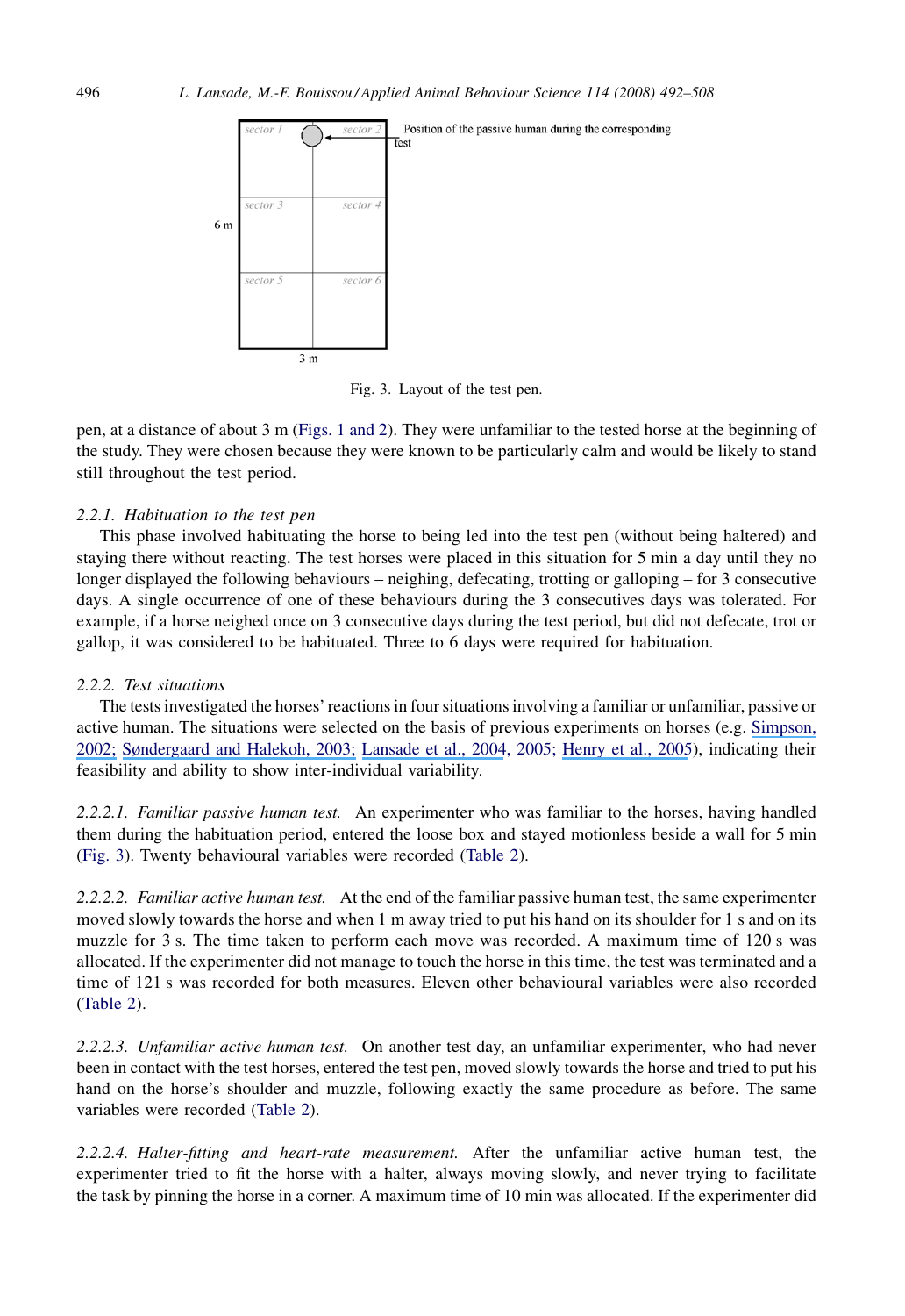sector 1 | sector 2 — Position of the passive human during the corresponding test

sector 3 | sector 4

sector 5 | sector 6

6 m

3 m

Fig. 3. Layout of the test pen.

pen, at a distance of about 3 m (Figs. 1 and 2). They were unfamiliar to the tested horse at the beginning of the study. They were chosen because they were known to be particularly calm and would be likely to stand still throughout the test period.

### 2.2.1. Habituation to the test pen

This phase involved habituating the horse to being led into the test pen (without being haltered) and staying there without reacting. The test horses were placed in this situation for 5 min a day until they no longer displayed the following behaviours – neighing, defecating, trotting or galloping – for 3 consecutive days. A single occurrence of one of these behaviours during the 3 consecutives days was tolerated. For example, if a horse neighed once on 3 consecutive days during the test period, but did not defecate, trot or gallop, it was considered to be habituated. Three to 6 days were required for habituation.

### 2.2.2. Test situations

The tests investigated the horses' reactions in four situations involving a familiar or unfamiliar, passive or active human. The situations were selected on the basis of previous experiments on horses (e.g. Simpson, 2002; Søndergaard and Halekoh, 2003; Lansade et al., 2004, 2005; Henry et al., 2005), indicating their feasibility and ability to show inter-individual variability.

*2.2.2.1. Familiar passive human test.* An experimenter who was familiar to the horses, having handled them during the habituation period, entered the loose box and stayed motionless beside a wall for 5 min (Fig. 3). Twenty behavioural variables were recorded (Table 2).

*2.2.2.2. Familiar active human test.* At the end of the familiar passive human test, the same experimenter moved slowly towards the horse and when 1 m away tried to put his hand on its shoulder for 1 s and on its muzzle for 3 s. The time taken to perform each move was recorded. A maximum time of 120 s was allocated. If the experimenter did not manage to touch the horse in this time, the test was terminated and a time of 121 s was recorded for both measures. Eleven other behavioural variables were also recorded (Table 2).

*2.2.2.3. Unfamiliar active human test.* On another test day, an unfamiliar experimenter, who had never been in contact with the test horses, entered the test pen, moved slowly towards the horse and tried to put his hand on the horse's shoulder and muzzle, following exactly the same procedure as before. The same variables were recorded (Table 2).

*2.2.2.4. Halter-fitting and heart-rate measurement.* After the unfamiliar active human test, the experimenter tried to fit the horse with a halter, always moving slowly, and never trying to facilitate the task by pinning the horse in a corner. A maximum time of 10 min was allocated. If the experimenter did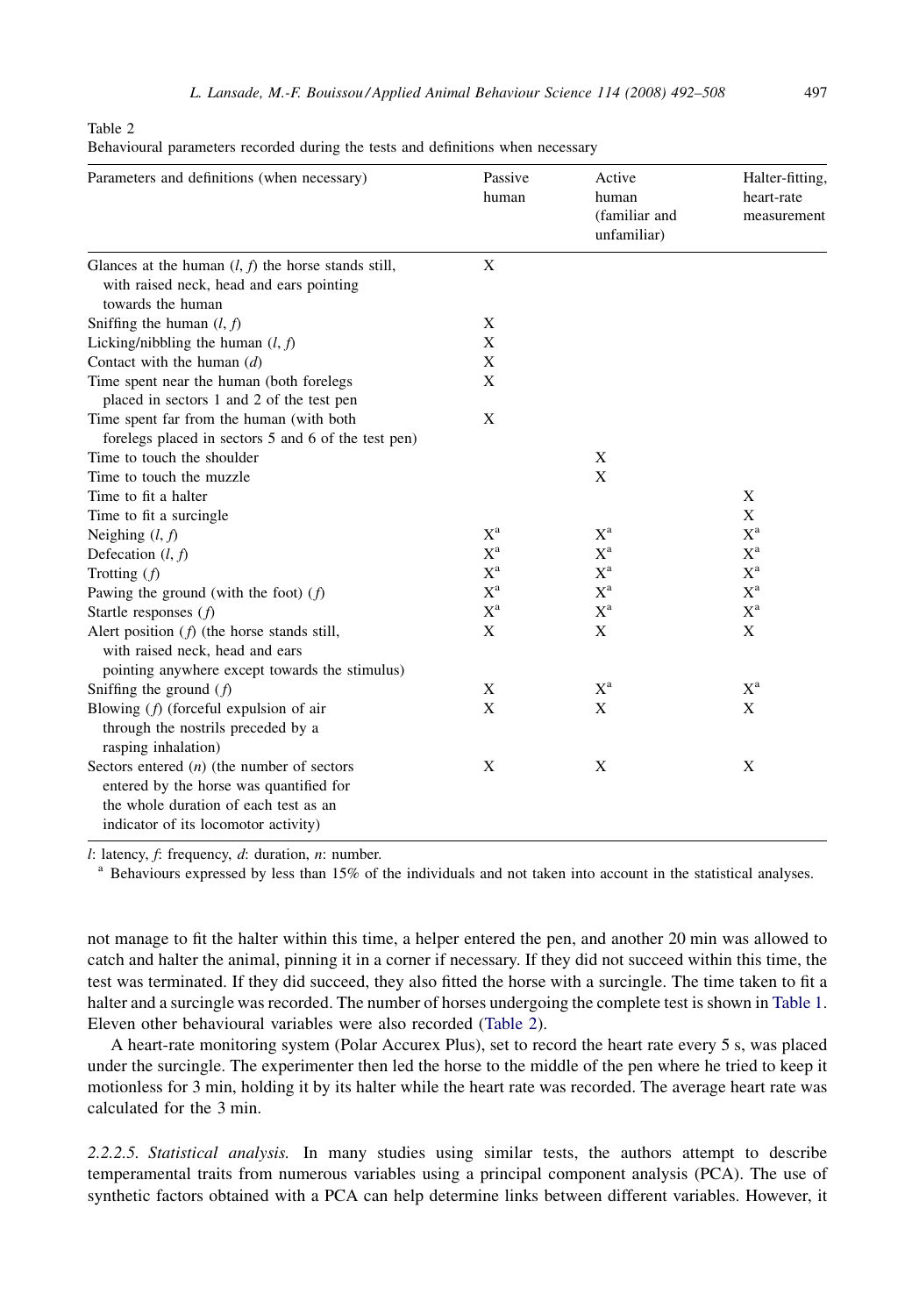Table 2
Behavioural parameters recorded during the tests and definitions when necessary

| Parameters and definitions (when necessary) | Passive human | Active human (familiar and unfamiliar) | Halter-fitting, heart-rate measurement |
|---|---|---|---|
| Glances at the human (*l*, *f*) the horse stands still, with raised neck, head and ears pointing towards the human | X | | |
| Sniffing the human (*l*, *f*) | X | | |
| Licking/nibbling the human (*l*, *f*) | X | | |
| Contact with the human (*d*) | X | | |
| Time spent near the human (both forelegs placed in sectors 1 and 2 of the test pen | X | | |
| Time spent far from the human (with both forelegs placed in sectors 5 and 6 of the test pen) | X | | |
| Time to touch the shoulder | | X | |
| Time to touch the muzzle | | X | |
| Time to fit a halter | | | X |
| Time to fit a surcingle | | | X |
| Neighing (*l*, *f*) | X[a] | X[a] | X[a] |
| Defecation (*l*, *f*) | X[a] | X[a] | X[a] |
| Trotting (*f*) | X[a] | X[a] | X[a] |
| Pawing the ground (with the foot) (*f*) | X[a] | X[a] | X[a] |
| Startle responses (*f*) | X[a] | X[a] | X[a] |
| Alert position (*f*) (the horse stands still, with raised neck, head and ears pointing anywhere except towards the stimulus) | X | X | X |
| Sniffing the ground (*f*) | X | X[a] | X[a] |
| Blowing (*f*) (forceful expulsion of air through the nostrils preceded by a rasping inhalation) | X | X | X |
| Sectors entered (*n*) (the number of sectors entered by the horse was quantified for the whole duration of each test as an indicator of its locomotor activity) | X | X | X |

*l*: latency, *f*: frequency, *d*: duration, *n*: number.
[a] Behaviours expressed by less than 15% of the individuals and not taken into account in the statistical analyses.

not manage to fit the halter within this time, a helper entered the pen, and another 20 min was allowed to catch and halter the animal, pinning it in a corner if necessary. If they did not succeed within this time, the test was terminated. If they did succeed, they also fitted the horse with a surcingle. The time taken to fit a halter and a surcingle was recorded. The number of horses undergoing the complete test is shown in Table 1. Eleven other behavioural variables were also recorded (Table 2).

A heart-rate monitoring system (Polar Accurex Plus), set to record the heart rate every 5 s, was placed under the surcingle. The experimenter then led the horse to the middle of the pen where he tried to keep it motionless for 3 min, holding it by its halter while the heart rate was recorded. The average heart rate was calculated for the 3 min.

*2.2.2.5. Statistical analysis.* In many studies using similar tests, the authors attempt to describe temperamental traits from numerous variables using a principal component analysis (PCA). The use of synthetic factors obtained with a PCA can help determine links between different variables. However, it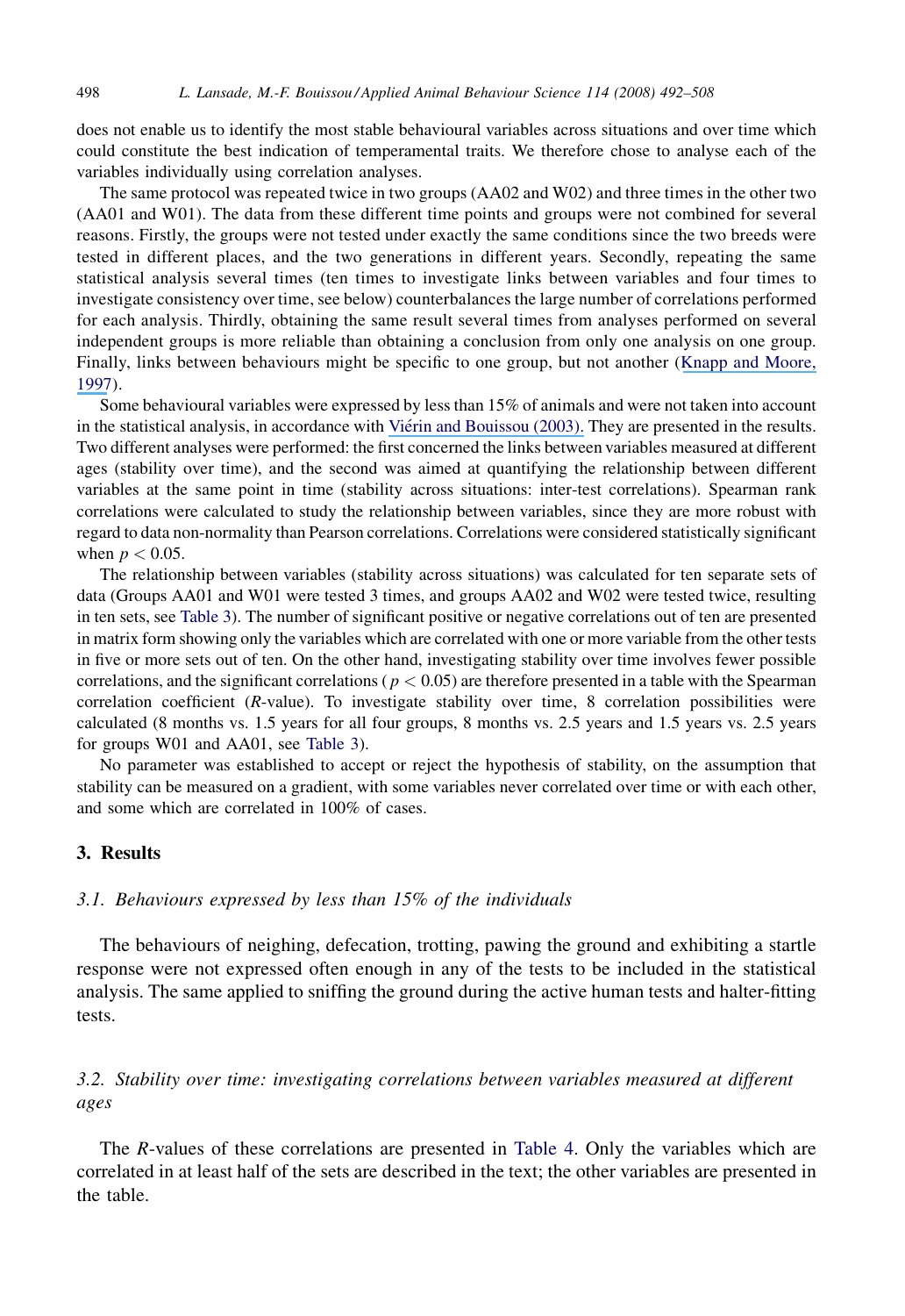does not enable us to identify the most stable behavioural variables across situations and over time which could constitute the best indication of temperamental traits. We therefore chose to analyse each of the variables individually using correlation analyses.

The same protocol was repeated twice in two groups (AA02 and W02) and three times in the other two (AA01 and W01). The data from these different time points and groups were not combined for several reasons. Firstly, the groups were not tested under exactly the same conditions since the two breeds were tested in different places, and the two generations in different years. Secondly, repeating the same statistical analysis several times (ten times to investigate links between variables and four times to investigate consistency over time, see below) counterbalances the large number of correlations performed for each analysis. Thirdly, obtaining the same result several times from analyses performed on several independent groups is more reliable than obtaining a conclusion from only one analysis on one group. Finally, links between behaviours might be specific to one group, but not another (Knapp and Moore, 1997).

Some behavioural variables were expressed by less than 15% of animals and were not taken into account in the statistical analysis, in accordance with Viérin and Bouissou (2003). They are presented in the results. Two different analyses were performed: the first concerned the links between variables measured at different ages (stability over time), and the second was aimed at quantifying the relationship between different variables at the same point in time (stability across situations: inter-test correlations). Spearman rank correlations were calculated to study the relationship between variables, since they are more robust with regard to data non-normality than Pearson correlations. Correlations were considered statistically significant when $p < 0.05$.

The relationship between variables (stability across situations) was calculated for ten separate sets of data (Groups AA01 and W01 were tested 3 times, and groups AA02 and W02 were tested twice, resulting in ten sets, see Table 3). The number of significant positive or negative correlations out of ten are presented in matrix form showing only the variables which are correlated with one or more variable from the other tests in five or more sets out of ten. On the other hand, investigating stability over time involves fewer possible correlations, and the significant correlations ($p < 0.05$) are therefore presented in a table with the Spearman correlation coefficient ($R$-value). To investigate stability over time, 8 correlation possibilities were calculated (8 months vs. 1.5 years for all four groups, 8 months vs. 2.5 years and 1.5 years vs. 2.5 years for groups W01 and AA01, see Table 3).

No parameter was established to accept or reject the hypothesis of stability, on the assumption that stability can be measured on a gradient, with some variables never correlated over time or with each other, and some which are correlated in 100% of cases.

## 3. Results

### 3.1. Behaviours expressed by less than 15% of the individuals

The behaviours of neighing, defecation, trotting, pawing the ground and exhibiting a startle response were not expressed often enough in any of the tests to be included in the statistical analysis. The same applied to sniffing the ground during the active human tests and halter-fitting tests.

### 3.2. Stability over time: investigating correlations between variables measured at different ages

The $R$-values of these correlations are presented in Table 4. Only the variables which are correlated in at least half of the sets are described in the text; the other variables are presented in the table.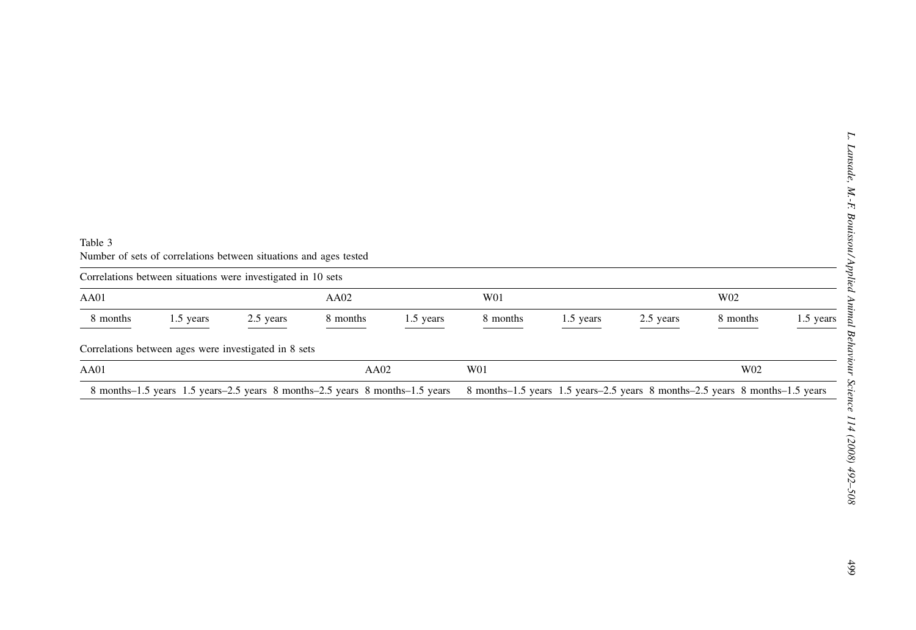Table 3

Number of sets of correlations between situations and ages tested

| Correlations between situations were investigated in 10 sets | | | | | | | | | |
|---|---|---|---|---|---|---|---|---|---|
| AA01 | | | AA02 | | W01 | | | W02 | |
| 8 months | 1.5 years | 2.5 years | 8 months | 1.5 years | 8 months | 1.5 years | 2.5 years | 8 months | 1.5 years |

| Correlations between ages were investigated in 8 sets | | | | | | | |
|---|---|---|---|---|---|---|---|
| AA01 | | | AA02 | W01 | | | W02 |
| 8 months–1.5 years | 1.5 years–2.5 years | 8 months–2.5 years | 8 months–1.5 years | 8 months–1.5 years | 1.5 years–2.5 years | 8 months–2.5 years | 8 months–1.5 years |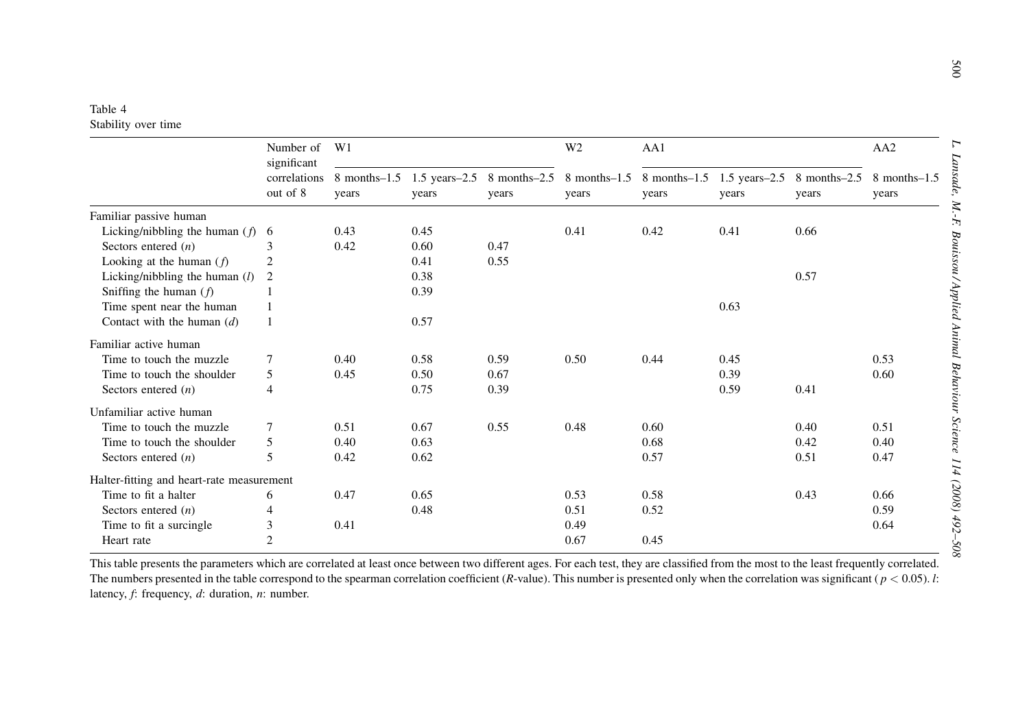Table 4
Stability over time

| | Number of significant correlations out of 8 | W1 | | | W2 | AA1 | | | AA2 |
|---|---|---|---|---|---|---|---|---|---|
| | | 8 months–1.5 years | 1.5 years–2.5 years | 8 months–2.5 years | 8 months–1.5 years | 8 months–1.5 years | 1.5 years–2.5 years | 8 months–2.5 years | 8 months–1.5 years |
| **Familiar passive human** | | | | | | | | | |
| Licking/nibbling the human (*f*) | 6 | 0.43 | 0.45 | | 0.41 | 0.42 | 0.41 | 0.66 | |
| Sectors entered (*n*) | 3 | 0.42 | 0.60 | 0.47 | | | | | |
| Looking at the human (*f*) | 2 | | 0.41 | 0.55 | | | | | |
| Licking/nibbling the human (*l*) | 2 | | 0.38 | | | | | 0.57 | |
| Sniffing the human (*f*) | 1 | | 0.39 | | | | | | |
| Time spent near the human | 1 | | | | | | 0.63 | | |
| Contact with the human (*d*) | 1 | | 0.57 | | | | | | |
| **Familiar active human** | | | | | | | | | |
| Time to touch the muzzle | 7 | 0.40 | 0.58 | 0.59 | 0.50 | 0.44 | 0.45 | | 0.53 |
| Time to touch the shoulder | 5 | 0.45 | 0.50 | 0.67 | | | 0.39 | | 0.60 |
| Sectors entered (*n*) | 4 | | 0.75 | 0.39 | | | 0.59 | 0.41 | |
| **Unfamiliar active human** | | | | | | | | | |
| Time to touch the muzzle | 7 | 0.51 | 0.67 | 0.55 | 0.48 | 0.60 | | 0.40 | 0.51 |
| Time to touch the shoulder | 5 | 0.40 | 0.63 | | | 0.68 | | 0.42 | 0.40 |
| Sectors entered (*n*) | 5 | 0.42 | 0.62 | | | 0.57 | | 0.51 | 0.47 |
| **Halter-fitting and heart-rate measurement** | | | | | | | | | |
| Time to fit a halter | 6 | 0.47 | 0.65 | | 0.53 | 0.58 | | 0.43 | 0.66 |
| Sectors entered (*n*) | 4 | | 0.48 | | 0.51 | 0.52 | | | 0.59 |
| Time to fit a surcingle | 3 | 0.41 | | | 0.49 | | | | 0.64 |
| Heart rate | 2 | | | | 0.67 | 0.45 | | | |

This table presents the parameters which are correlated at least once between two different ages. For each test, they are classified from the most to the least frequently correlated. The numbers presented in the table correspond to the spearman correlation coefficient (*R*-value). This number is presented only when the correlation was significant ($p < 0.05$). *l*: latency, *f*: frequency, *d*: duration, *n*: number.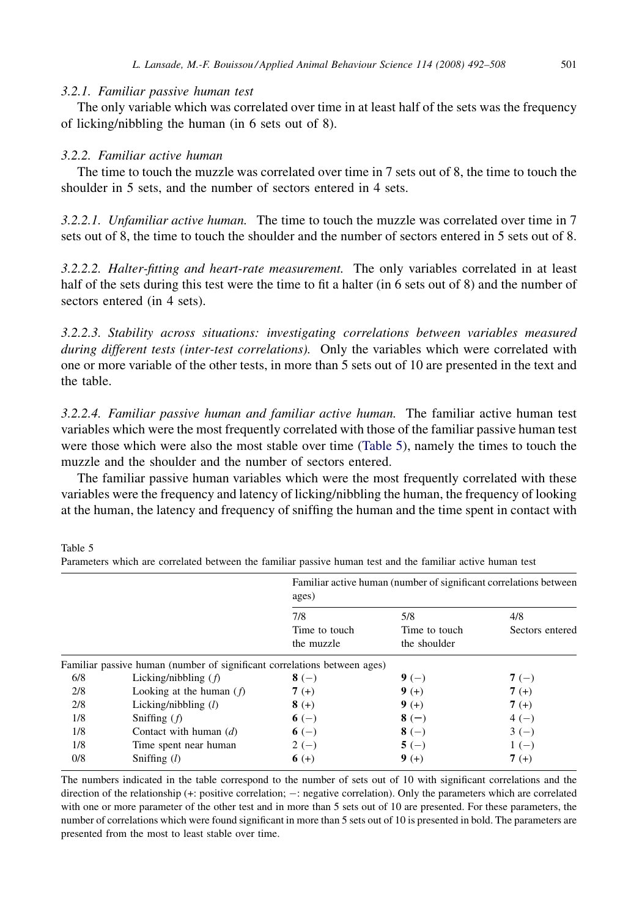#### 3.2.1. Familiar passive human test

The only variable which was correlated over time in at least half of the sets was the frequency of licking/nibbling the human (in 6 sets out of 8).

#### 3.2.2. Familiar active human

The time to touch the muzzle was correlated over time in 7 sets out of 8, the time to touch the shoulder in 5 sets, and the number of sectors entered in 4 sets.

*3.2.2.1. Unfamiliar active human.* The time to touch the muzzle was correlated over time in 7 sets out of 8, the time to touch the shoulder and the number of sectors entered in 5 sets out of 8.

*3.2.2.2. Halter-fitting and heart-rate measurement.* The only variables correlated in at least half of the sets during this test were the time to fit a halter (in 6 sets out of 8) and the number of sectors entered (in 4 sets).

*3.2.2.3. Stability across situations: investigating correlations between variables measured during different tests (inter-test correlations).* Only the variables which were correlated with one or more variable of the other tests, in more than 5 sets out of 10 are presented in the text and the table.

*3.2.2.4. Familiar passive human and familiar active human.* The familiar active human test variables which were the most frequently correlated with those of the familiar passive human test were those which were also the most stable over time (Table 5), namely the times to touch the muzzle and the shoulder and the number of sectors entered.

The familiar passive human variables which were the most frequently correlated with these variables were the frequency and latency of licking/nibbling the human, the frequency of looking at the human, the latency and frequency of sniffing the human and the time spent in contact with

Table 5
Parameters which are correlated between the familiar passive human test and the familiar active human test

| | | Familiar active human (number of significant correlations between ages) | | |
|---|---|---|---|---|
| | | 7/8 Time to touch the muzzle | 5/8 Time to touch the shoulder | 4/8 Sectors entered |
| Familiar passive human (number of significant correlations between ages) | | | | |
| 6/8 | Licking/nibbling (*f*) | **8** (−) | **9** (−) | **7** (−) |
| 2/8 | Looking at the human (*f*) | **7** (+) | **9** (+) | **7** (+) |
| 2/8 | Licking/nibbling (*l*) | **8** (+) | **9** (+) | **7** (+) |
| 1/8 | Sniffing (*f*) | **6** (−) | **8** (−) | 4 (−) |
| 1/8 | Contact with human (*d*) | **6** (−) | **8** (−) | 3 (−) |
| 1/8 | Time spent near human | 2 (−) | **5** (−) | 1 (−) |
| 0/8 | Sniffing (*l*) | **6** (+) | **9** (+) | **7** (+) |

The numbers indicated in the table correspond to the number of sets out of 10 with significant correlations and the direction of the relationship (+: positive correlation; −: negative correlation). Only the parameters which are correlated with one or more parameter of the other test and in more than 5 sets out of 10 are presented. For these parameters, the number of correlations which were found significant in more than 5 sets out of 10 is presented in bold. The parameters are presented from the most to least stable over time.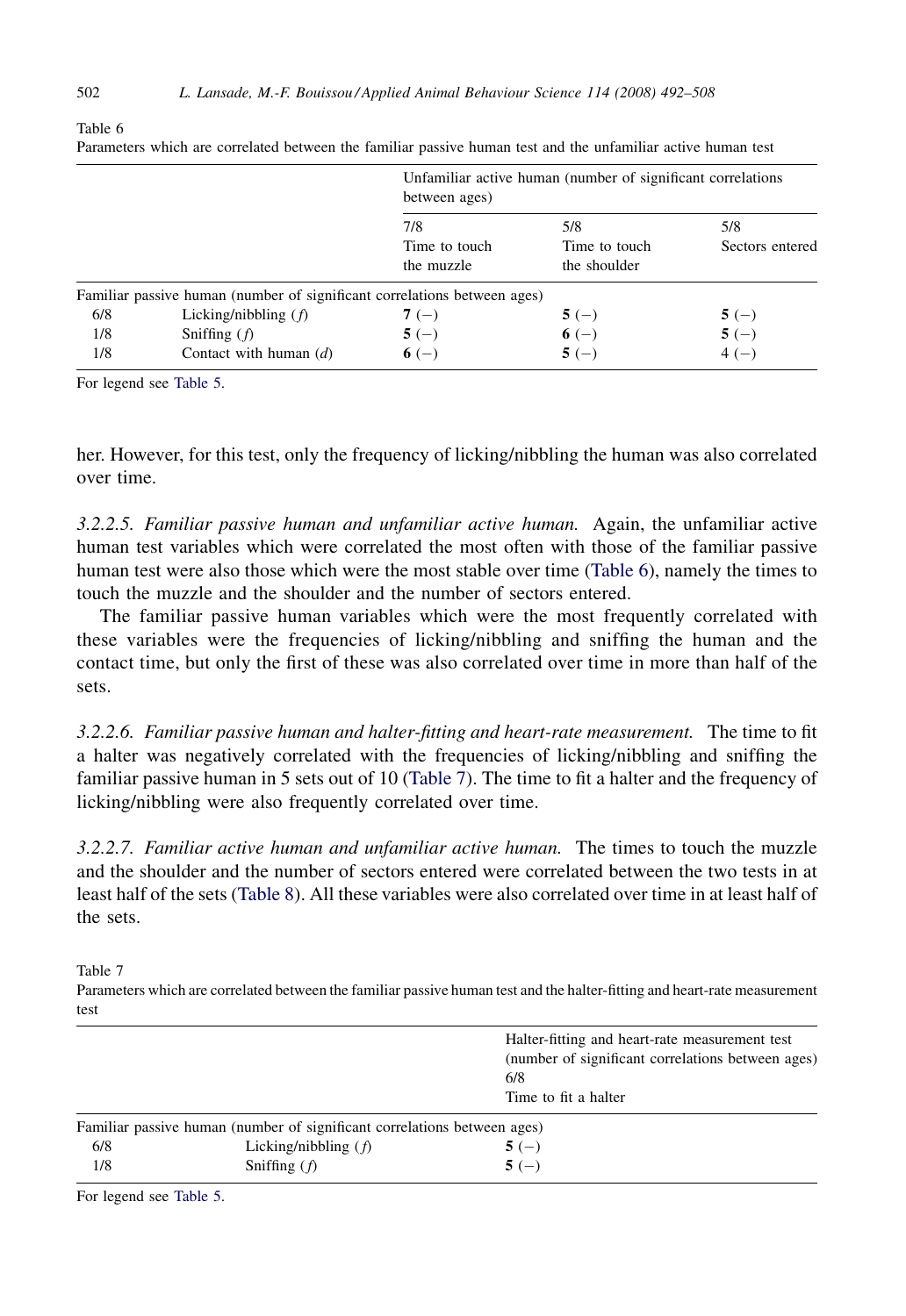Table 6
Parameters which are correlated between the familiar passive human test and the unfamiliar active human test

| | | Unfamiliar active human (number of significant correlations between ages) | | |
|---|---|---|---|---|
| | | 7/8<br>Time to touch the muzzle | 5/8<br>Time to touch the shoulder | 5/8<br>Sectors entered |
| Familiar passive human (number of significant correlations between ages) | | | | |
| 6/8 | Licking/nibbling (*f*) | **7** (−) | **5** (−) | **5** (−) |
| 1/8 | Sniffing (*f*) | **5** (−) | **6** (−) | **5** (−) |
| 1/8 | Contact with human (*d*) | **6** (−) | **5** (−) | 4 (−) |

For legend see Table 5.

her. However, for this test, only the frequency of licking/nibbling the human was also correlated over time.

#### 3.2.2.5. *Familiar passive human and unfamiliar active human.*

Again, the unfamiliar active human test variables which were correlated the most often with those of the familiar passive human test were also those which were the most stable over time (Table 6), namely the times to touch the muzzle and the shoulder and the number of sectors entered.

The familiar passive human variables which were the most frequently correlated with these variables were the frequencies of licking/nibbling and sniffing the human and the contact time, but only the first of these was also correlated over time in more than half of the sets.

#### 3.2.2.6. *Familiar passive human and halter-fitting and heart-rate measurement.*

The time to fit a halter was negatively correlated with the frequencies of licking/nibbling and sniffing the familiar passive human in 5 sets out of 10 (Table 7). The time to fit a halter and the frequency of licking/nibbling were also frequently correlated over time.

#### 3.2.2.7. *Familiar active human and unfamiliar active human.*

The times to touch the muzzle and the shoulder and the number of sectors entered were correlated between the two tests in at least half of the sets (Table 8). All these variables were also correlated over time in at least half of the sets.

Table 7
Parameters which are correlated between the familiar passive human test and the halter-fitting and heart-rate measurement test

| | | Halter-fitting and heart-rate measurement test (number of significant correlations between ages)<br>6/8<br>Time to fit a halter |
|---|---|---|
| Familiar passive human (number of significant correlations between ages) | | |
| 6/8 | Licking/nibbling (*f*) | **5** (−) |
| 1/8 | Sniffing (*f*) | **5** (−) |

For legend see Table 5.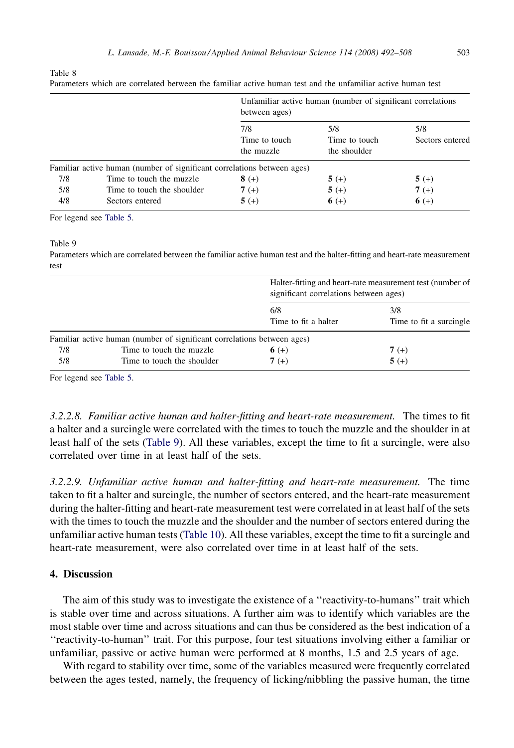Table 8
Parameters which are correlated between the familiar active human test and the unfamiliar active human test

| | | Unfamiliar active human (number of significant correlations between ages) | | |
|---|---|---|---|---|
| | | 7/8 Time to touch the muzzle | 5/8 Time to touch the shoulder | 5/8 Sectors entered |
| Familiar active human (number of significant correlations between ages) | | | | |
| 7/8 | Time to touch the muzzle | **8** (+) | **5** (+) | **5** (+) |
| 5/8 | Time to touch the shoulder | **7** (+) | **5** (+) | **7** (+) |
| 4/8 | Sectors entered | **5** (+) | **6** (+) | **6** (+) |

For legend see Table 5.

Table 9
Parameters which are correlated between the familiar active human test and the halter-fitting and heart-rate measurement test

| | | Halter-fitting and heart-rate measurement test (number of significant correlations between ages) | |
|---|---|---|---|
| | | 6/8 Time to fit a halter | 3/8 Time to fit a surcingle |
| Familiar active human (number of significant correlations between ages) | | | |
| 7/8 | Time to touch the muzzle | **6** (+) | **7** (+) |
| 5/8 | Time to touch the shoulder | **7** (+) | **5** (+) |

For legend see Table 5.

*3.2.2.8. Familiar active human and halter-fitting and heart-rate measurement.* The times to fit a halter and a surcingle were correlated with the times to touch the muzzle and the shoulder in at least half of the sets (Table 9). All these variables, except the time to fit a surcingle, were also correlated over time in at least half of the sets.

*3.2.2.9. Unfamiliar active human and halter-fitting and heart-rate measurement.* The time taken to fit a halter and surcingle, the number of sectors entered, and the heart-rate measurement during the halter-fitting and heart-rate measurement test were correlated in at least half of the sets with the times to touch the muzzle and the shoulder and the number of sectors entered during the unfamiliar active human tests (Table 10). All these variables, except the time to fit a surcingle and heart-rate measurement, were also correlated over time in at least half of the sets.

## 4. Discussion

The aim of this study was to investigate the existence of a ''reactivity-to-humans'' trait which is stable over time and across situations. A further aim was to identify which variables are the most stable over time and across situations and can thus be considered as the best indication of a ''reactivity-to-human'' trait. For this purpose, four test situations involving either a familiar or unfamiliar, passive or active human were performed at 8 months, 1.5 and 2.5 years of age.

With regard to stability over time, some of the variables measured were frequently correlated between the ages tested, namely, the frequency of licking/nibbling the passive human, the time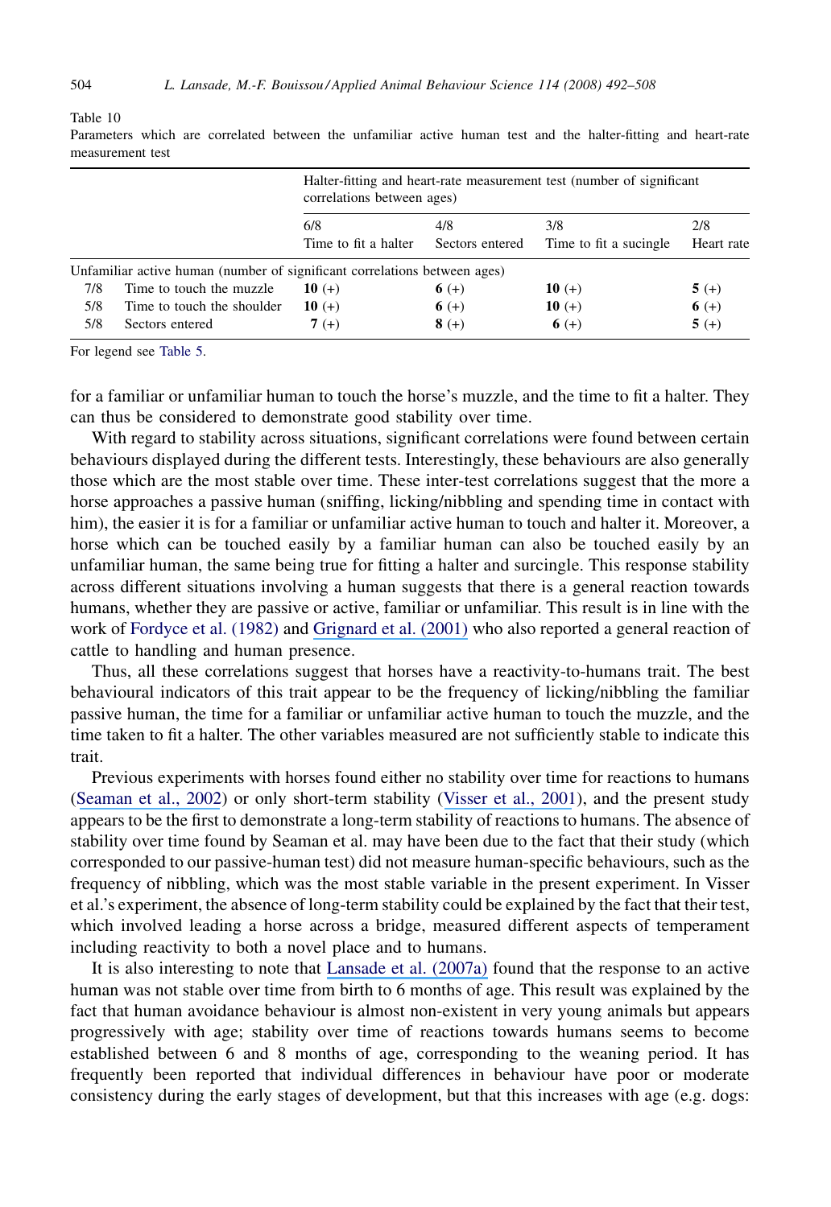Table 10
Parameters which are correlated between the unfamiliar active human test and the halter-fitting and heart-rate measurement test

| | | Halter-fitting and heart-rate measurement test (number of significant correlations between ages) | | | |
|---|---|---|---|---|---|
| | | 6/8 | 4/8 | 3/8 | 2/8 |
| | | Time to fit a halter | Sectors entered | Time to fit a sucingle | Heart rate |
| Unfamiliar active human (number of significant correlations between ages) | | | | | |
| 7/8 | Time to touch the muzzle | **10** (+) | **6** (+) | **10** (+) | **5** (+) |
| 5/8 | Time to touch the shoulder | **10** (+) | **6** (+) | **10** (+) | **6** (+) |
| 5/8 | Sectors entered | **7** (+) | **8** (+) | **6** (+) | **5** (+) |

For legend see Table 5.

for a familiar or unfamiliar human to touch the horse's muzzle, and the time to fit a halter. They can thus be considered to demonstrate good stability over time.

With regard to stability across situations, significant correlations were found between certain behaviours displayed during the different tests. Interestingly, these behaviours are also generally those which are the most stable over time. These inter-test correlations suggest that the more a horse approaches a passive human (sniffing, licking/nibbling and spending time in contact with him), the easier it is for a familiar or unfamiliar active human to touch and halter it. Moreover, a horse which can be touched easily by a familiar human can also be touched easily by an unfamiliar human, the same being true for fitting a halter and surcingle. This response stability across different situations involving a human suggests that there is a general reaction towards humans, whether they are passive or active, familiar or unfamiliar. This result is in line with the work of Fordyce et al. (1982) and Grignard et al. (2001) who also reported a general reaction of cattle to handling and human presence.

Thus, all these correlations suggest that horses have a reactivity-to-humans trait. The best behavioural indicators of this trait appear to be the frequency of licking/nibbling the familiar passive human, the time for a familiar or unfamiliar active human to touch the muzzle, and the time taken to fit a halter. The other variables measured are not sufficiently stable to indicate this trait.

Previous experiments with horses found either no stability over time for reactions to humans (Seaman et al., 2002) or only short-term stability (Visser et al., 2001), and the present study appears to be the first to demonstrate a long-term stability of reactions to humans. The absence of stability over time found by Seaman et al. may have been due to the fact that their study (which corresponded to our passive-human test) did not measure human-specific behaviours, such as the frequency of nibbling, which was the most stable variable in the present experiment. In Visser et al.'s experiment, the absence of long-term stability could be explained by the fact that their test, which involved leading a horse across a bridge, measured different aspects of temperament including reactivity to both a novel place and to humans.

It is also interesting to note that Lansade et al. (2007a) found that the response to an active human was not stable over time from birth to 6 months of age. This result was explained by the fact that human avoidance behaviour is almost non-existent in very young animals but appears progressively with age; stability over time of reactions towards humans seems to become established between 6 and 8 months of age, corresponding to the weaning period. It has frequently been reported that individual differences in behaviour have poor or moderate consistency during the early stages of development, but that this increases with age (e.g. dogs: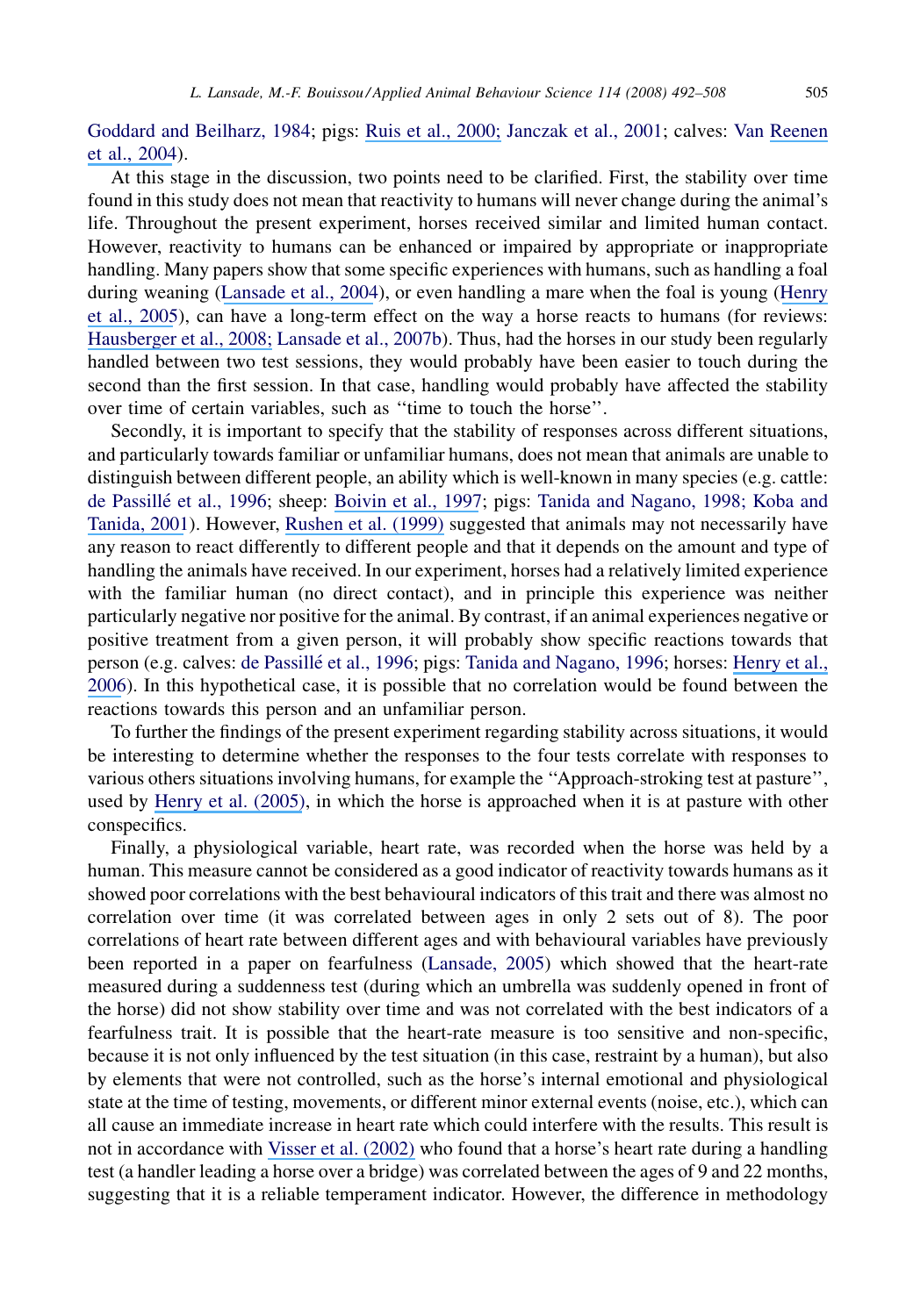Goddard and Beilharz, 1984; pigs: Ruis et al., 2000; Janczak et al., 2001; calves: Van Reenen et al., 2004).

At this stage in the discussion, two points need to be clarified. First, the stability over time found in this study does not mean that reactivity to humans will never change during the animal's life. Throughout the present experiment, horses received similar and limited human contact. However, reactivity to humans can be enhanced or impaired by appropriate or inappropriate handling. Many papers show that some specific experiences with humans, such as handling a foal during weaning (Lansade et al., 2004), or even handling a mare when the foal is young (Henry et al., 2005), can have a long-term effect on the way a horse reacts to humans (for reviews: Hausberger et al., 2008; Lansade et al., 2007b). Thus, had the horses in our study been regularly handled between two test sessions, they would probably have been easier to touch during the second than the first session. In that case, handling would probably have affected the stability over time of certain variables, such as ''time to touch the horse''.

Secondly, it is important to specify that the stability of responses across different situations, and particularly towards familiar or unfamiliar humans, does not mean that animals are unable to distinguish between different people, an ability which is well-known in many species (e.g. cattle: de Passillé et al., 1996; sheep: Boivin et al., 1997; pigs: Tanida and Nagano, 1998; Koba and Tanida, 2001). However, Rushen et al. (1999) suggested that animals may not necessarily have any reason to react differently to different people and that it depends on the amount and type of handling the animals have received. In our experiment, horses had a relatively limited experience with the familiar human (no direct contact), and in principle this experience was neither particularly negative nor positive for the animal. By contrast, if an animal experiences negative or positive treatment from a given person, it will probably show specific reactions towards that person (e.g. calves: de Passillé et al., 1996; pigs: Tanida and Nagano, 1996; horses: Henry et al., 2006). In this hypothetical case, it is possible that no correlation would be found between the reactions towards this person and an unfamiliar person.

To further the findings of the present experiment regarding stability across situations, it would be interesting to determine whether the responses to the four tests correlate with responses to various others situations involving humans, for example the ''Approach-stroking test at pasture'', used by Henry et al. (2005), in which the horse is approached when it is at pasture with other conspecifics.

Finally, a physiological variable, heart rate, was recorded when the horse was held by a human. This measure cannot be considered as a good indicator of reactivity towards humans as it showed poor correlations with the best behavioural indicators of this trait and there was almost no correlation over time (it was correlated between ages in only 2 sets out of 8). The poor correlations of heart rate between different ages and with behavioural variables have previously been reported in a paper on fearfulness (Lansade, 2005) which showed that the heart-rate measured during a suddenness test (during which an umbrella was suddenly opened in front of the horse) did not show stability over time and was not correlated with the best indicators of a fearfulness trait. It is possible that the heart-rate measure is too sensitive and non-specific, because it is not only influenced by the test situation (in this case, restraint by a human), but also by elements that were not controlled, such as the horse's internal emotional and physiological state at the time of testing, movements, or different minor external events (noise, etc.), which can all cause an immediate increase in heart rate which could interfere with the results. This result is not in accordance with Visser et al. (2002) who found that a horse's heart rate during a handling test (a handler leading a horse over a bridge) was correlated between the ages of 9 and 22 months, suggesting that it is a reliable temperament indicator. However, the difference in methodology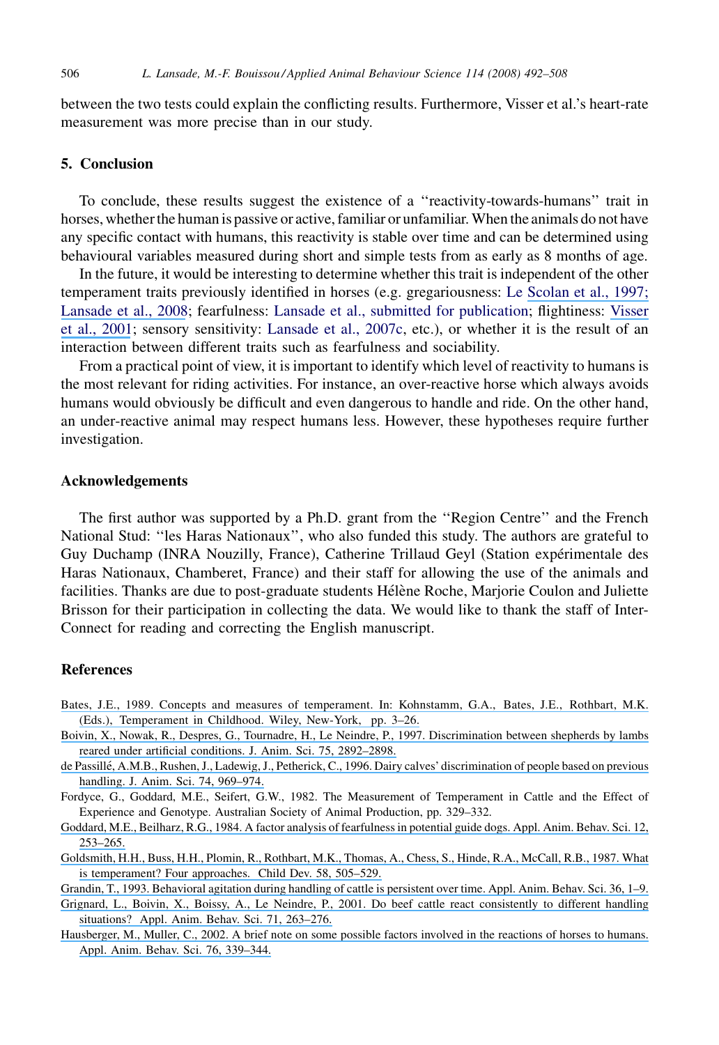between the two tests could explain the conflicting results. Furthermore, Visser et al.'s heart-rate measurement was more precise than in our study.

## 5. Conclusion

To conclude, these results suggest the existence of a ''reactivity-towards-humans'' trait in horses, whether the human is passive or active, familiar or unfamiliar. When the animals do not have any specific contact with humans, this reactivity is stable over time and can be determined using behavioural variables measured during short and simple tests from as early as 8 months of age.

In the future, it would be interesting to determine whether this trait is independent of the other temperament traits previously identified in horses (e.g. gregariousness: Le Scolan et al., 1997; Lansade et al., 2008; fearfulness: Lansade et al., submitted for publication; flightiness: Visser et al., 2001; sensory sensitivity: Lansade et al., 2007c, etc.), or whether it is the result of an interaction between different traits such as fearfulness and sociability.

From a practical point of view, it is important to identify which level of reactivity to humans is the most relevant for riding activities. For instance, an over-reactive horse which always avoids humans would obviously be difficult and even dangerous to handle and ride. On the other hand, an under-reactive animal may respect humans less. However, these hypotheses require further investigation.

## Acknowledgements

The first author was supported by a Ph.D. grant from the ''Region Centre'' and the French National Stud: ''les Haras Nationaux'', who also funded this study. The authors are grateful to Guy Duchamp (INRA Nouzilly, France), Catherine Trillaud Geyl (Station expérimentale des Haras Nationaux, Chamberet, France) and their staff for allowing the use of the animals and facilities. Thanks are due to post-graduate students Hélène Roche, Marjorie Coulon and Juliette Brisson for their participation in collecting the data. We would like to thank the staff of Inter-Connect for reading and correcting the English manuscript.

## References

Bates, J.E., 1989. Concepts and measures of temperament. In: Kohnstamm, G.A., Bates, J.E., Rothbart, M.K. (Eds.), Temperament in Childhood. Wiley, New-York, pp. 3–26.

Boivin, X., Nowak, R., Despres, G., Tournadre, H., Le Neindre, P., 1997. Discrimination between shepherds by lambs reared under artificial conditions. J. Anim. Sci. 75, 2892–2898.

de Passillé, A.M.B., Rushen, J., Ladewig, J., Petherick, C., 1996. Dairy calves' discrimination of people based on previous handling. J. Anim. Sci. 74, 969–974.

Fordyce, G., Goddard, M.E., Seifert, G.W., 1982. The Measurement of Temperament in Cattle and the Effect of Experience and Genotype. Australian Society of Animal Production, pp. 329–332.

Goddard, M.E., Beilharz, R.G., 1984. A factor analysis of fearfulness in potential guide dogs. Appl. Anim. Behav. Sci. 12, 253–265.

Goldsmith, H.H., Buss, H.H., Plomin, R., Rothbart, M.K., Thomas, A., Chess, S., Hinde, R.A., McCall, R.B., 1987. What is temperament? Four approaches. Child Dev. 58, 505–529.

Grandin, T., 1993. Behavioral agitation during handling of cattle is persistent over time. Appl. Anim. Behav. Sci. 36, 1–9.

Grignard, L., Boivin, X., Boissy, A., Le Neindre, P., 2001. Do beef cattle react consistently to different handling situations? Appl. Anim. Behav. Sci. 71, 263–276.

Hausberger, M., Muller, C., 2002. A brief note on some possible factors involved in the reactions of horses to humans. Appl. Anim. Behav. Sci. 76, 339–344.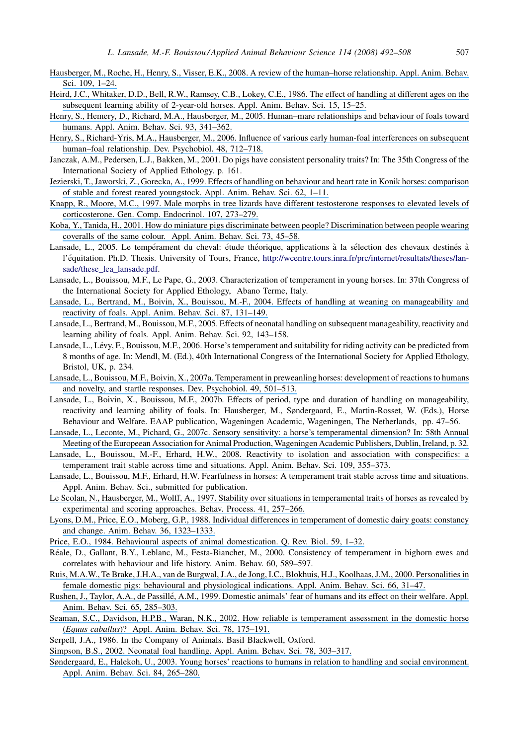Hausberger, M., Roche, H., Henry, S., Visser, E.K., 2008. A review of the human–horse relationship. Appl. Anim. Behav. Sci. 109, 1–24.

Heird, J.C., Whitaker, D.D., Bell, R.W., Ramsey, C.B., Lokey, C.E., 1986. The effect of handling at different ages on the subsequent learning ability of 2-year-old horses. Appl. Anim. Behav. Sci. 15, 15–25.

Henry, S., Hemery, D., Richard, M.A., Hausberger, M., 2005. Human–mare relationships and behaviour of foals toward humans. Appl. Anim. Behav. Sci. 93, 341–362.

Henry, S., Richard-Yris, M.A., Hausberger, M., 2006. Influence of various early human-foal interferences on subsequent human–foal relationship. Dev. Psychobiol. 48, 712–718.

Janczak, A.M., Pedersen, L.J., Bakken, M., 2001. Do pigs have consistent personality traits? In: The 35th Congress of the International Society of Applied Ethology. p. 161.

Jezierski, T., Jaworski, Z., Gorecka, A., 1999. Effects of handling on behaviour and heart rate in Konik horses: comparison of stable and forest reared youngstock. Appl. Anim. Behav. Sci. 62, 1–11.

Knapp, R., Moore, M.C., 1997. Male morphs in tree lizards have different testosterone responses to elevated levels of corticosterone. Gen. Comp. Endocrinol. 107, 273–279.

Koba, Y., Tanida, H., 2001. How do miniature pigs discriminate between people? Discrimination between people wearing coveralls of the same colour. Appl. Anim. Behav. Sci. 73, 45–58.

Lansade, L., 2005. Le tempérament du cheval: étude théorique, applications à la sélection des chevaux destinés à l'équitation. Ph.D. Thesis. University of Tours, France, http://wcentre.tours.inra.fr/prc/internet/resultats/theses/lansade/these_lea_lansade.pdf.

Lansade, L., Bouissou, M.F., Le Pape, G., 2003. Characterization of temperament in young horses. In: 37th Congress of the International Society for Applied Ethology, Abano Terme, Italy.

Lansade, L., Bertrand, M., Boivin, X., Bouissou, M.-F., 2004. Effects of handling at weaning on manageability and reactivity of foals. Appl. Anim. Behav. Sci. 87, 131–149.

Lansade, L., Bertrand, M., Bouissou, M.F., 2005. Effects of neonatal handling on subsequent manageability, reactivity and learning ability of foals. Appl. Anim. Behav. Sci. 92, 143–158.

Lansade, L., Lévy, F., Bouissou, M.F., 2006. Horse's temperament and suitability for riding activity can be predicted from 8 months of age. In: Mendl, M. (Ed.), 40th International Congress of the International Society for Applied Ethology, Bristol, UK, p. 234.

Lansade, L., Bouissou, M.F., Boivin, X., 2007a. Temperament in preweanling horses: development of reactions to humans and novelty, and startle responses. Dev. Psychobiol. 49, 501–513.

Lansade, L., Boivin, X., Bouissou, M.F., 2007b. Effects of period, type and duration of handling on manageability, reactivity and learning ability of foals. In: Hausberger, M., Søndergaard, E., Martin-Rosset, W. (Eds.), Horse Behaviour and Welfare. EAAP publication, Wageningen Academic, Wageningen, The Netherlands, pp. 47–56.

Lansade, L., Leconte, M., Pichard, G., 2007c. Sensory sensitivity: a horse's temperamental dimension? In: 58th Annual Meeting of the Europeean Association for Animal Production, Wageningen Academic Publishers, Dublin, Ireland, p. 32.

Lansade, L., Bouissou, M.-F., Erhard, H.W., 2008. Reactivity to isolation and association with conspecifics: a temperament trait stable across time and situations. Appl. Anim. Behav. Sci. 109, 355–373.

Lansade, L., Bouissou, M.F., Erhard, H.W. Fearfulness in horses: A temperament trait stable across time and situations. Appl. Anim. Behav. Sci., submitted for publication.

Le Scolan, N., Hausberger, M., Wolff, A., 1997. Stability over situations in temperamental traits of horses as revealed by experimental and scoring approaches. Behav. Process. 41, 257–266.

Lyons, D.M., Price, E.O., Moberg, G.P., 1988. Individual differences in temperament of domestic dairy goats: constancy and change. Anim. Behav. 36, 1323–1333.

Price, E.O., 1984. Behavioural aspects of animal domestication. Q. Rev. Biol. 59, 1–32.

Réale, D., Gallant, B.Y., Leblanc, M., Festa-Bianchet, M., 2000. Consistency of temperament in bighorn ewes and correlates with behaviour and life history. Anim. Behav. 60, 589–597.

Ruis, M.A.W., Te Brake, J.H.A., van de Burgwal, J.A., de Jong, I.C., Blokhuis, H.J., Koolhaas, J.M., 2000. Personalities in female domestic pigs: behavioural and physiological indications. Appl. Anim. Behav. Sci. 66, 31–47.

Rushen, J., Taylor, A.A., de Passillé, A.M., 1999. Domestic animals' fear of humans and its effect on their welfare. Appl. Anim. Behav. Sci. 65, 285–303.

Seaman, S.C., Davidson, H.P.B., Waran, N.K., 2002. How reliable is temperament assessment in the domestic horse (*Equus caballus*)? Appl. Anim. Behav. Sci. 78, 175–191.

Serpell, J.A., 1986. In the Company of Animals. Basil Blackwell, Oxford.

Simpson, B.S., 2002. Neonatal foal handling. Appl. Anim. Behav. Sci. 78, 303–317.

Søndergaard, E., Halekoh, U., 2003. Young horses' reactions to humans in relation to handling and social environment. Appl. Anim. Behav. Sci. 84, 265–280.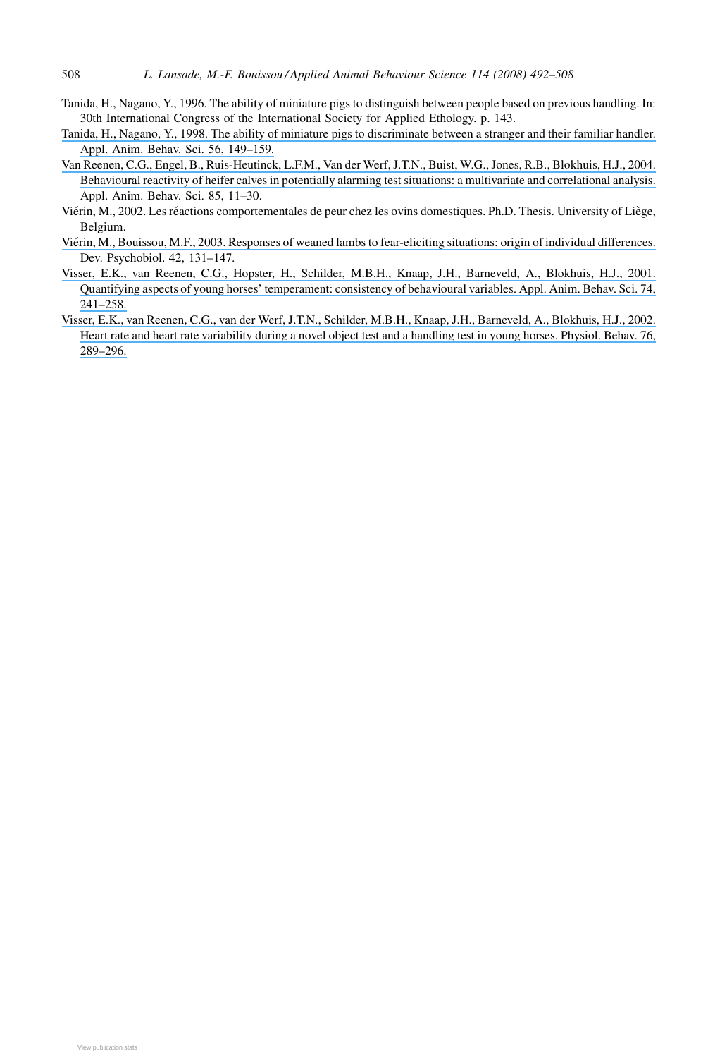Tanida, H., Nagano, Y., 1996. The ability of miniature pigs to distinguish between people based on previous handling. In: 30th International Congress of the International Society for Applied Ethology. p. 143.

Tanida, H., Nagano, Y., 1998. The ability of miniature pigs to discriminate between a stranger and their familiar handler. Appl. Anim. Behav. Sci. 56, 149–159.

Van Reenen, C.G., Engel, B., Ruis-Heutinck, L.F.M., Van der Werf, J.T.N., Buist, W.G., Jones, R.B., Blokhuis, H.J., 2004. Behavioural reactivity of heifer calves in potentially alarming test situations: a multivariate and correlational analysis. Appl. Anim. Behav. Sci. 85, 11–30.

Viérin, M., 2002. Les réactions comportementales de peur chez les ovins domestiques. Ph.D. Thesis. University of Liège, Belgium.

Viérin, M., Bouissou, M.F., 2003. Responses of weaned lambs to fear-eliciting situations: origin of individual differences. Dev. Psychobiol. 42, 131–147.

Visser, E.K., van Reenen, C.G., Hopster, H., Schilder, M.B.H., Knaap, J.H., Barneveld, A., Blokhuis, H.J., 2001. Quantifying aspects of young horses' temperament: consistency of behavioural variables. Appl. Anim. Behav. Sci. 74, 241–258.

Visser, E.K., van Reenen, C.G., van der Werf, J.T.N., Schilder, M.B.H., Knaap, J.H., Barneveld, A., Blokhuis, H.J., 2002. Heart rate and heart rate variability during a novel object test and a handling test in young horses. Physiol. Behav. 76, 289–296.